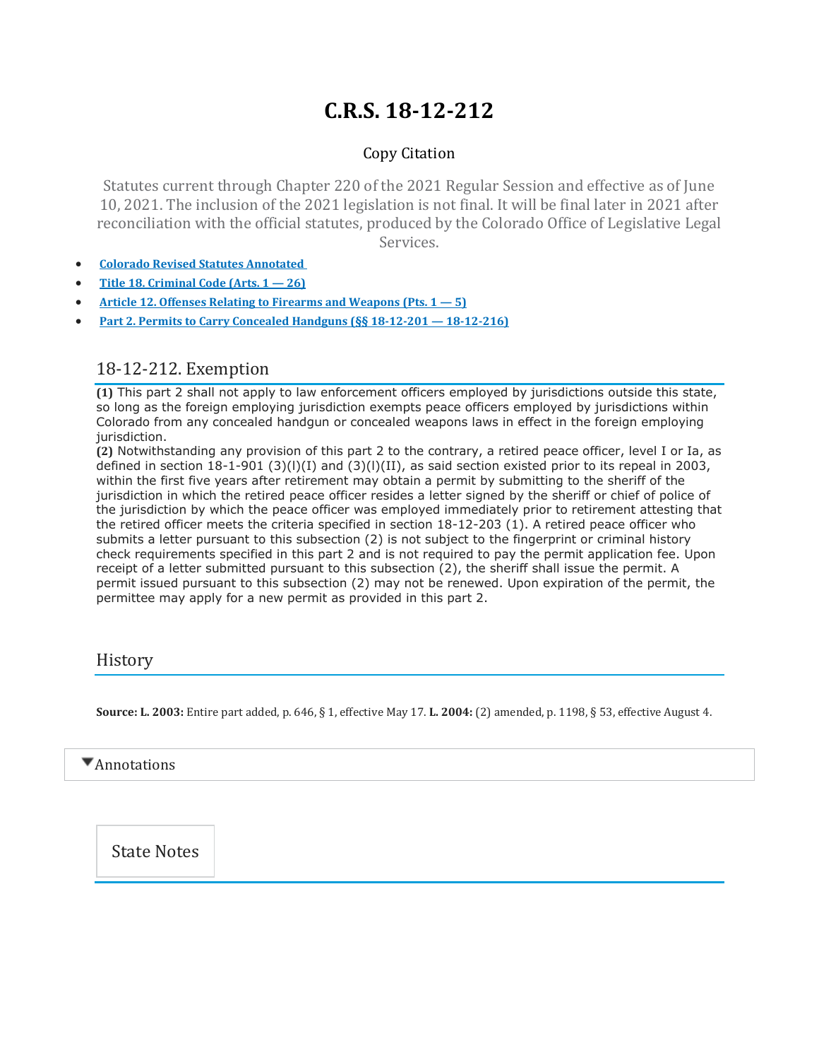# C.R.S. 18-12-212

Copy Citation

Statutes current through Chapter 220 of the 2021 Regular Session and effective as of June 10, 2021. The inclusion of the 2021 legislation is not final. It will be final later in 2021 after reconciliation with the official statutes, produced by the Colorado Office of Legislative Legal Services.

- **Colorado Revised Statutes Annotated**
- **Title 18. Criminal Code (Arts. 1 — 26)**
- **Article 12. Offenses Relating to Firearms and Weapons (Pts. 1 — 5)**
- **Part 2. Permits to Carry Concealed Handguns (§§ 18-12-201 — 18-12-216)**

## 18-12-212. Exemption

**(1)** This part 2 shall not apply to law enforcement officers employed by jurisdictions outside this state, so long as the foreign employing jurisdiction exempts peace officers employed by jurisdictions within Colorado from any concealed handgun or concealed weapons laws in effect in the foreign employing jurisdiction.

**(2)** Notwithstanding any provision of this part 2 to the contrary, a retired peace officer, level I or Ia, as defined in section 18-1-901 (3)(l)(I) and (3)(l)(II), as said section existed prior to its repeal in 2003, within the first five years after retirement may obtain a permit by submitting to the sheriff of the jurisdiction in which the retired peace officer resides a letter signed by the sheriff or chief of police of the jurisdiction by which the peace officer was employed immediately prior to retirement attesting that the retired officer meets the criteria specified in section 18-12-203 (1). A retired peace officer who submits a letter pursuant to this subsection (2) is not subject to the fingerprint or criminal history check requirements specified in this part 2 and is not required to pay the permit application fee. Upon receipt of a letter submitted pursuant to this subsection (2), the sheriff shall issue the permit. A permit issued pursuant to this subsection (2) may not be renewed. Upon expiration of the permit, the permittee may apply for a new permit as provided in this part 2.

## History

**Source: L. 2003:** Entire part added, p. 646, § 1, effective May 17. **L. 2004:** (2) amended, p. 1198, § 53, effective August 4.

Annotations

State Notes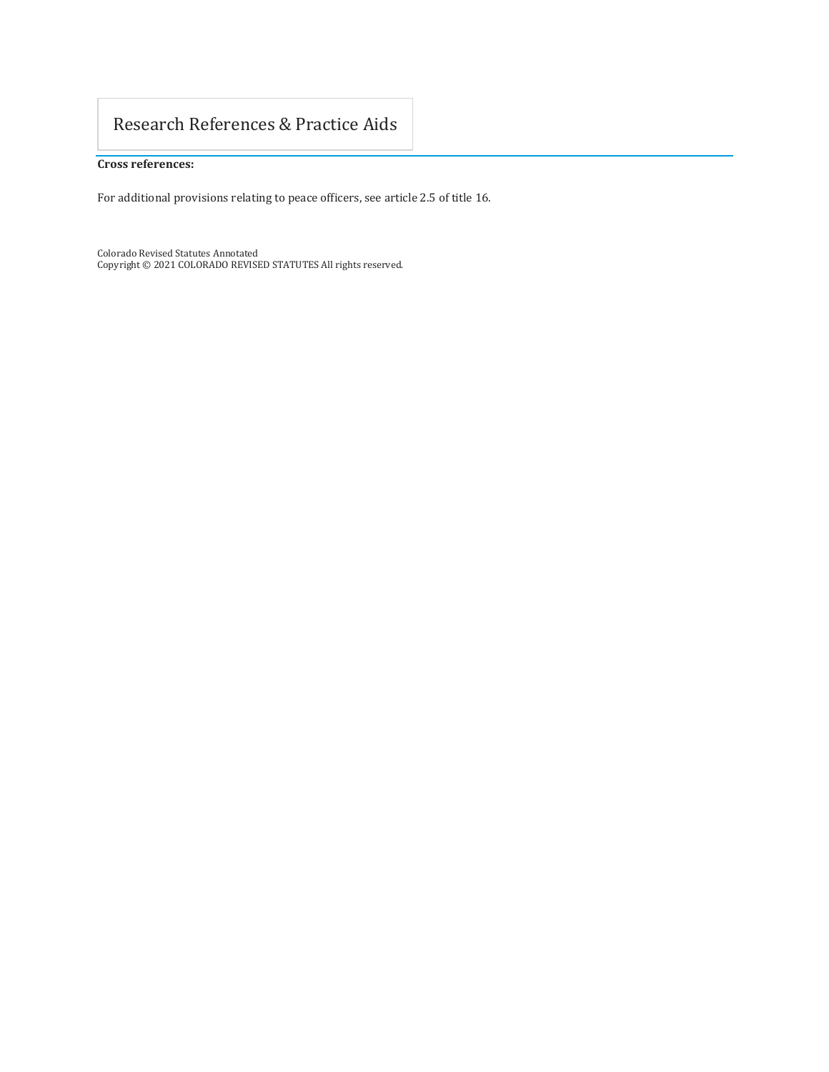## Research References & Practice Aids

**Cross references:**

For additional provisions relating to peace officers, see article 2.5 of title 16.

Colorado Revised Statutes Annotated
Copyright © 2021 COLORADO REVISED STATUTES All rights reserved.